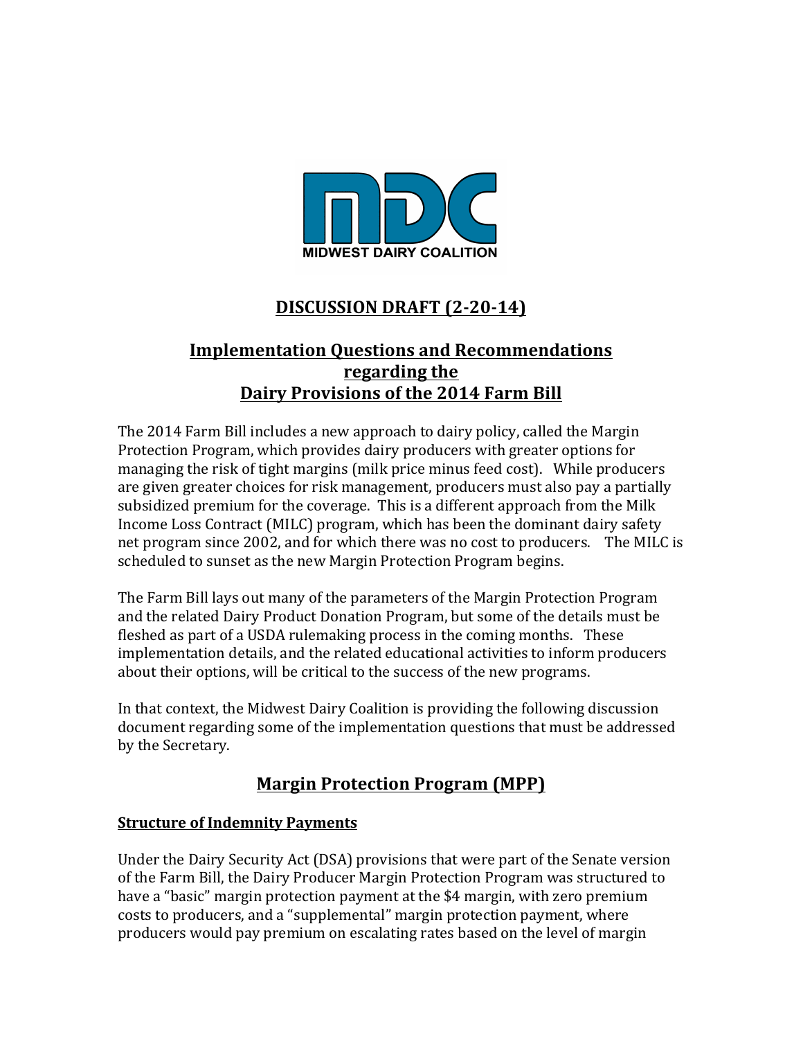MIDWEST DAIRY COALITION

# DISCUSSION DRAFT (2-20-14)

# Implementation Questions and Recommendations regarding the Dairy Provisions of the 2014 Farm Bill

The 2014 Farm Bill includes a new approach to dairy policy, called the Margin Protection Program, which provides dairy producers with greater options for managing the risk of tight margins (milk price minus feed cost). While producers are given greater choices for risk management, producers must also pay a partially subsidized premium for the coverage. This is a different approach from the Milk Income Loss Contract (MILC) program, which has been the dominant dairy safety net program since 2002, and for which there was no cost to producers. The MILC is scheduled to sunset as the new Margin Protection Program begins.

The Farm Bill lays out many of the parameters of the Margin Protection Program and the related Dairy Product Donation Program, but some of the details must be fleshed as part of a USDA rulemaking process in the coming months. These implementation details, and the related educational activities to inform producers about their options, will be critical to the success of the new programs.

In that context, the Midwest Dairy Coalition is providing the following discussion document regarding some of the implementation questions that must be addressed by the Secretary.

## Margin Protection Program (MPP)

### Structure of Indemnity Payments

Under the Dairy Security Act (DSA) provisions that were part of the Senate version of the Farm Bill, the Dairy Producer Margin Protection Program was structured to have a "basic" margin protection payment at the $4 margin, with zero premium costs to producers, and a "supplemental" margin protection payment, where producers would pay premium on escalating rates based on the level of margin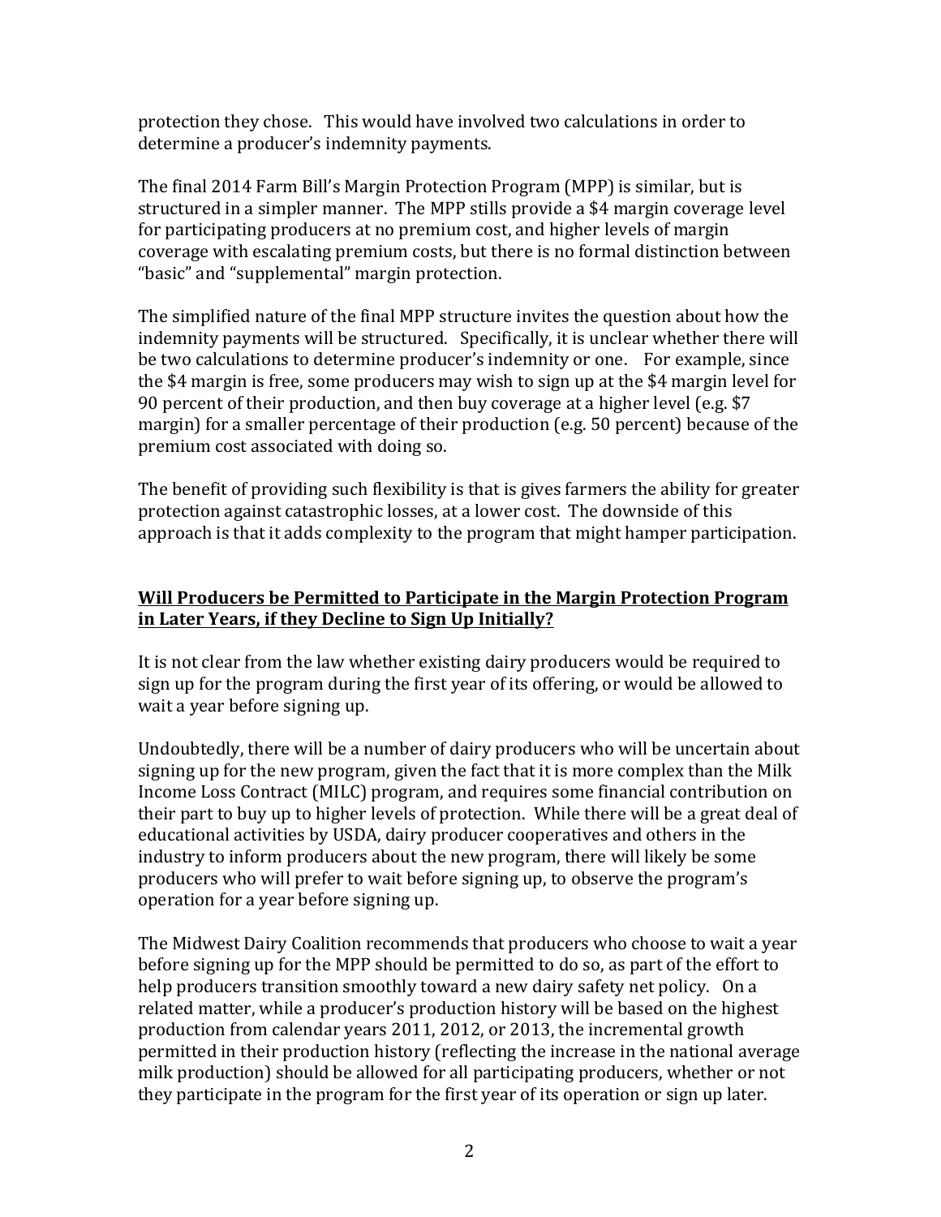protection they chose. This would have involved two calculations in order to determine a producer's indemnity payments.

The final 2014 Farm Bill's Margin Protection Program (MPP) is similar, but is structured in a simpler manner. The MPP stills provide a $4 margin coverage level for participating producers at no premium cost, and higher levels of margin coverage with escalating premium costs, but there is no formal distinction between "basic" and "supplemental" margin protection.

The simplified nature of the final MPP structure invites the question about how the indemnity payments will be structured. Specifically, it is unclear whether there will be two calculations to determine producer's indemnity or one. For example, since the $4 margin is free, some producers may wish to sign up at the $4 margin level for 90 percent of their production, and then buy coverage at a higher level (e.g. $7 margin) for a smaller percentage of their production (e.g. 50 percent) because of the premium cost associated with doing so.

The benefit of providing such flexibility is that is gives farmers the ability for greater protection against catastrophic losses, at a lower cost. The downside of this approach is that it adds complexity to the program that might hamper participation.

## **<u>Will Producers be Permitted to Participate in the Margin Protection Program in Later Years, if they Decline to Sign Up Initially?</u>**

It is not clear from the law whether existing dairy producers would be required to sign up for the program during the first year of its offering, or would be allowed to wait a year before signing up.

Undoubtedly, there will be a number of dairy producers who will be uncertain about signing up for the new program, given the fact that it is more complex than the Milk Income Loss Contract (MILC) program, and requires some financial contribution on their part to buy up to higher levels of protection. While there will be a great deal of educational activities by USDA, dairy producer cooperatives and others in the industry to inform producers about the new program, there will likely be some producers who will prefer to wait before signing up, to observe the program's operation for a year before signing up.

The Midwest Dairy Coalition recommends that producers who choose to wait a year before signing up for the MPP should be permitted to do so, as part of the effort to help producers transition smoothly toward a new dairy safety net policy. On a related matter, while a producer's production history will be based on the highest production from calendar years 2011, 2012, or 2013, the incremental growth permitted in their production history (reflecting the increase in the national average milk production) should be allowed for all participating producers, whether or not they participate in the program for the first year of its operation or sign up later.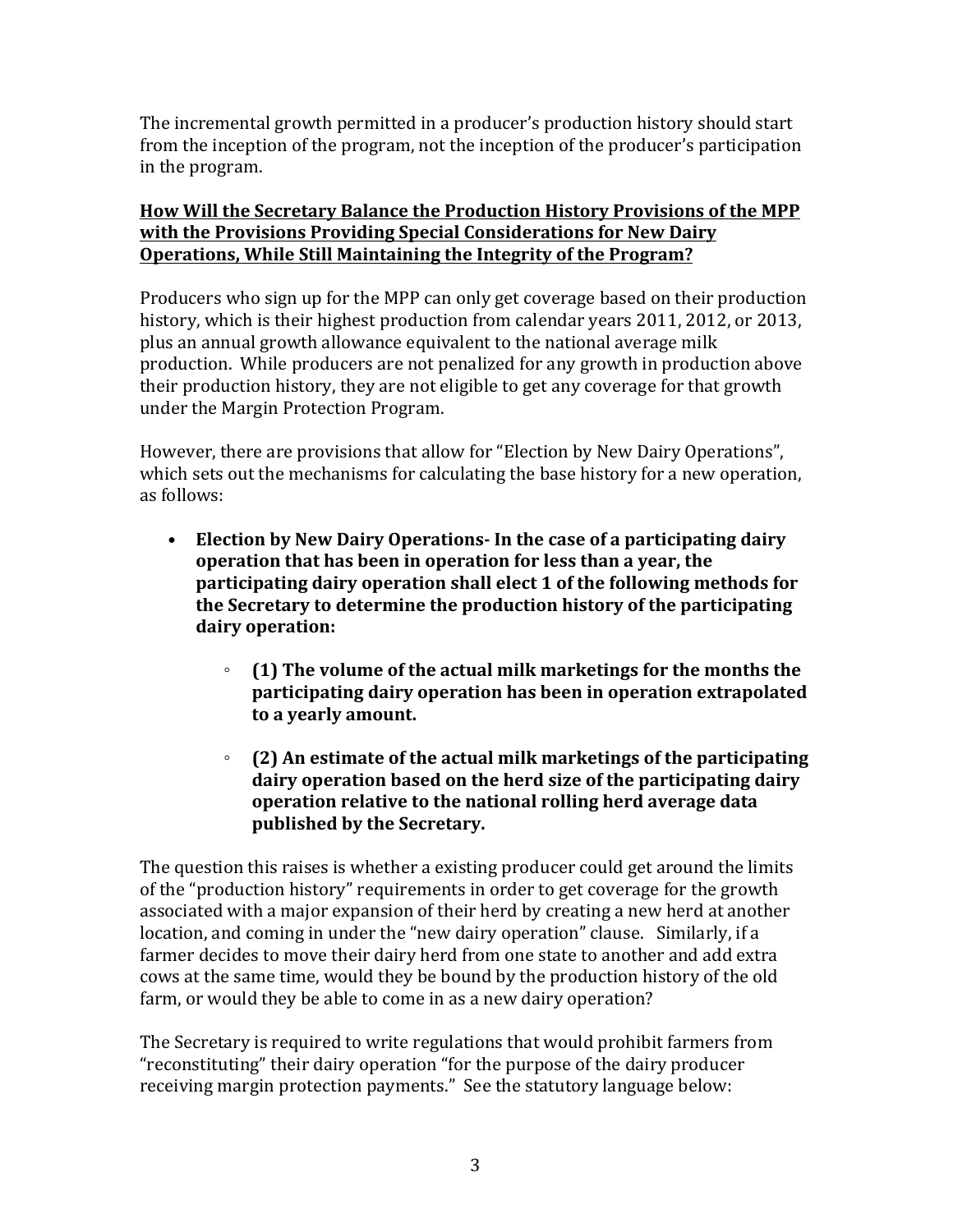The incremental growth permitted in a producer's production history should start from the inception of the program, not the inception of the producer's participation in the program.

**How Will the Secretary Balance the Production History Provisions of the MPP with the Provisions Providing Special Considerations for New Dairy Operations, While Still Maintaining the Integrity of the Program?**

Producers who sign up for the MPP can only get coverage based on their production history, which is their highest production from calendar years 2011, 2012, or 2013, plus an annual growth allowance equivalent to the national average milk production. While producers are not penalized for any growth in production above their production history, they are not eligible to get any coverage for that growth under the Margin Protection Program.

However, there are provisions that allow for "Election by New Dairy Operations", which sets out the mechanisms for calculating the base history for a new operation, as follows:

- **Election by New Dairy Operations- In the case of a participating dairy operation that has been in operation for less than a year, the participating dairy operation shall elect 1 of the following methods for the Secretary to determine the production history of the participating dairy operation:**
  - **(1) The volume of the actual milk marketings for the months the participating dairy operation has been in operation extrapolated to a yearly amount.**
  - **(2) An estimate of the actual milk marketings of the participating dairy operation based on the herd size of the participating dairy operation relative to the national rolling herd average data published by the Secretary.**

The question this raises is whether a existing producer could get around the limits of the "production history" requirements in order to get coverage for the growth associated with a major expansion of their herd by creating a new herd at another location, and coming in under the "new dairy operation" clause. Similarly, if a farmer decides to move their dairy herd from one state to another and add extra cows at the same time, would they be bound by the production history of the old farm, or would they be able to come in as a new dairy operation?

The Secretary is required to write regulations that would prohibit farmers from "reconstituting" their dairy operation "for the purpose of the dairy producer receiving margin protection payments." See the statutory language below: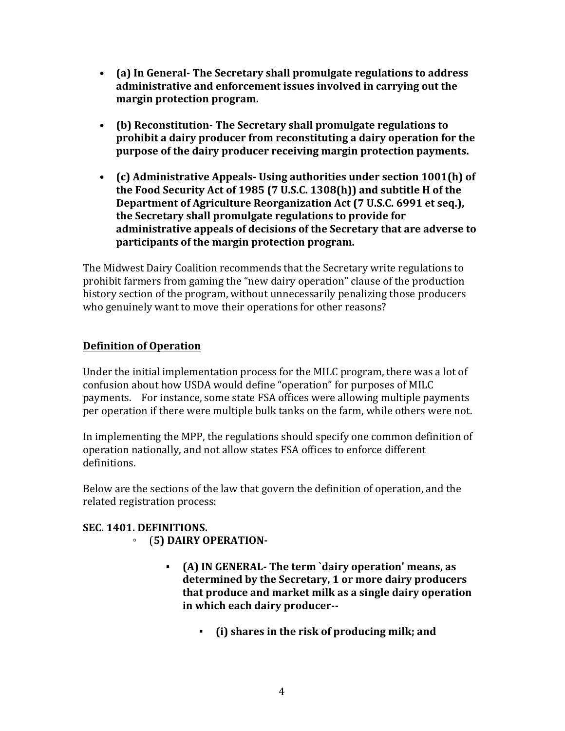- **(a) In General- The Secretary shall promulgate regulations to address administrative and enforcement issues involved in carrying out the margin protection program.**

- **(b) Reconstitution- The Secretary shall promulgate regulations to prohibit a dairy producer from reconstituting a dairy operation for the purpose of the dairy producer receiving margin protection payments.**

- **(c) Administrative Appeals- Using authorities under section 1001(h) of the Food Security Act of 1985 (7 U.S.C. 1308(h)) and subtitle H of the Department of Agriculture Reorganization Act (7 U.S.C. 6991 et seq.), the Secretary shall promulgate regulations to provide for administrative appeals of decisions of the Secretary that are adverse to participants of the margin protection program.**

The Midwest Dairy Coalition recommends that the Secretary write regulations to prohibit farmers from gaming the "new dairy operation" clause of the production history section of the program, without unnecessarily penalizing those producers who genuinely want to move their operations for other reasons?

**Definition of Operation**

Under the initial implementation process for the MILC program, there was a lot of confusion about how USDA would define "operation" for purposes of MILC payments. For instance, some state FSA offices were allowing multiple payments per operation if there were multiple bulk tanks on the farm, while others were not.

In implementing the MPP, the regulations should specify one common definition of operation nationally, and not allow states FSA offices to enforce different definitions.

Below are the sections of the law that govern the definition of operation, and the related registration process:

**SEC. 1401. DEFINITIONS.**

- (**5) DAIRY OPERATION-**
  - **(A) IN GENERAL- The term `dairy operation' means, as determined by the Secretary, 1 or more dairy producers that produce and market milk as a single dairy operation in which each dairy producer--**
    - **(i) shares in the risk of producing milk; and**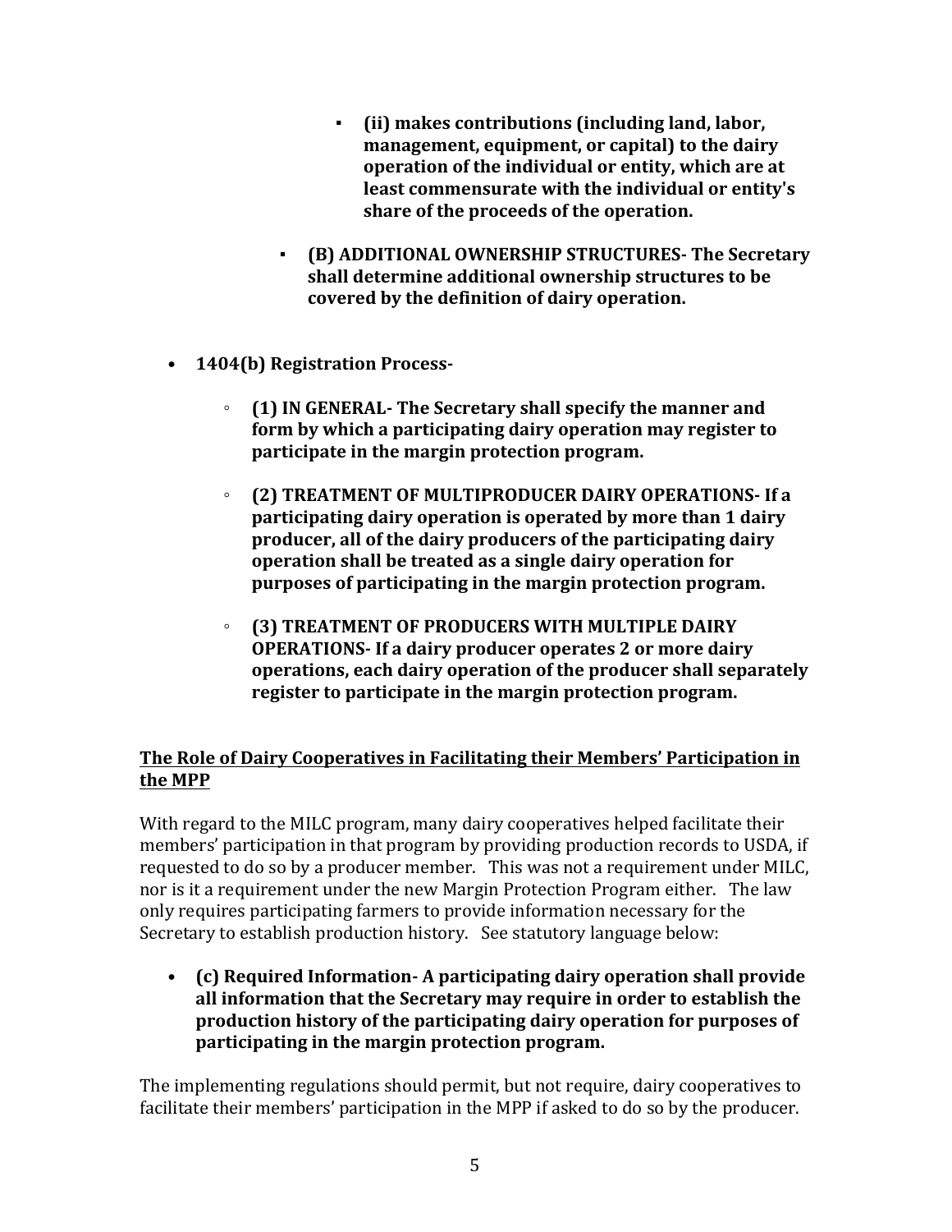- **(ii) makes contributions (including land, labor, management, equipment, or capital) to the dairy operation of the individual or entity, which are at least commensurate with the individual or entity's share of the proceeds of the operation.**

  - **(B) ADDITIONAL OWNERSHIP STRUCTURES- The Secretary shall determine additional ownership structures to be covered by the definition of dairy operation.**

- **1404(b) Registration Process-**

  - **(1) IN GENERAL- The Secretary shall specify the manner and form by which a participating dairy operation may register to participate in the margin protection program.**

  - **(2) TREATMENT OF MULTIPRODUCER DAIRY OPERATIONS- If a participating dairy operation is operated by more than 1 dairy producer, all of the dairy producers of the participating dairy operation shall be treated as a single dairy operation for purposes of participating in the margin protection program.**

  - **(3) TREATMENT OF PRODUCERS WITH MULTIPLE DAIRY OPERATIONS- If a dairy producer operates 2 or more dairy operations, each dairy operation of the producer shall separately register to participate in the margin protection program.**

**<u>The Role of Dairy Cooperatives in Facilitating their Members' Participation in the MPP</u>**

With regard to the MILC program, many dairy cooperatives helped facilitate their members' participation in that program by providing production records to USDA, if requested to do so by a producer member. This was not a requirement under MILC, nor is it a requirement under the new Margin Protection Program either. The law only requires participating farmers to provide information necessary for the Secretary to establish production history. See statutory language below:

- **(c) Required Information- A participating dairy operation shall provide all information that the Secretary may require in order to establish the production history of the participating dairy operation for purposes of participating in the margin protection program.**

The implementing regulations should permit, but not require, dairy cooperatives to facilitate their members' participation in the MPP if asked to do so by the producer.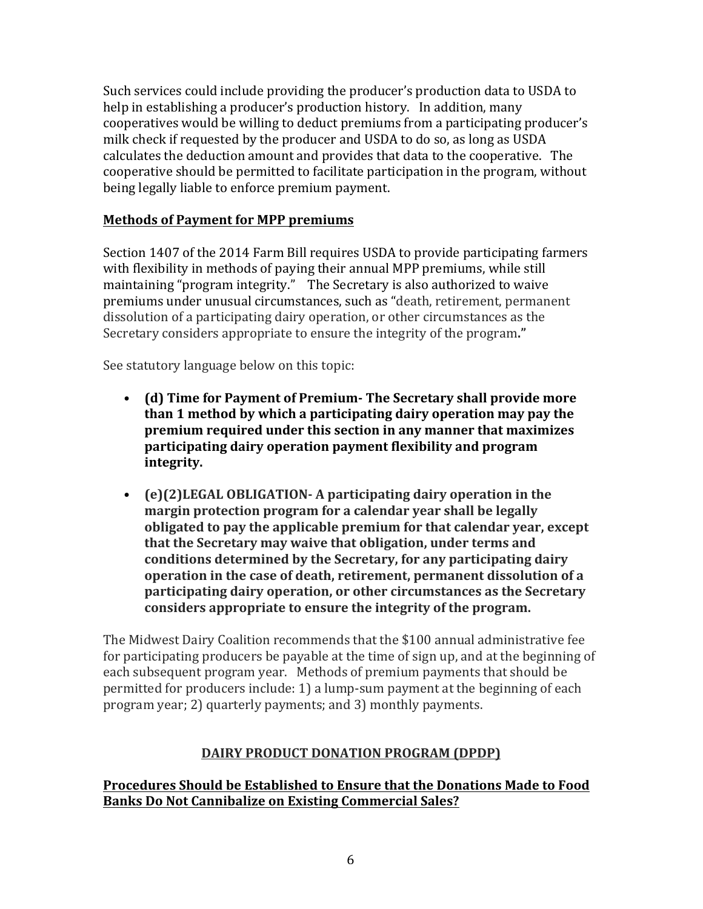Such services could include providing the producer's production data to USDA to help in establishing a producer's production history. In addition, many cooperatives would be willing to deduct premiums from a participating producer's milk check if requested by the producer and USDA to do so, as long as USDA calculates the deduction amount and provides that data to the cooperative. The cooperative should be permitted to facilitate participation in the program, without being legally liable to enforce premium payment.

**<u>Methods of Payment for MPP premiums</u>**

Section 1407 of the 2014 Farm Bill requires USDA to provide participating farmers with flexibility in methods of paying their annual MPP premiums, while still maintaining "program integrity." The Secretary is also authorized to waive premiums under unusual circumstances, such as "death, retirement, permanent dissolution of a participating dairy operation, or other circumstances as the Secretary considers appropriate to ensure the integrity of the program**."**

See statutory language below on this topic:

- **(d) Time for Payment of Premium- The Secretary shall provide more than 1 method by which a participating dairy operation may pay the premium required under this section in any manner that maximizes participating dairy operation payment flexibility and program integrity.**

- **(e)(2)LEGAL OBLIGATION- A participating dairy operation in the margin protection program for a calendar year shall be legally obligated to pay the applicable premium for that calendar year, except that the Secretary may waive that obligation, under terms and conditions determined by the Secretary, for any participating dairy operation in the case of death, retirement, permanent dissolution of a participating dairy operation, or other circumstances as the Secretary considers appropriate to ensure the integrity of the program.**

The Midwest Dairy Coalition recommends that the $100 annual administrative fee for participating producers be payable at the time of sign up, and at the beginning of each subsequent program year. Methods of premium payments that should be permitted for producers include: 1) a lump-sum payment at the beginning of each program year; 2) quarterly payments; and 3) monthly payments.

## <u>DAIRY PRODUCT DONATION PROGRAM (DPDP)</u>

**<u>Procedures Should be Established to Ensure that the Donations Made to Food Banks Do Not Cannibalize on Existing Commercial Sales?</u>**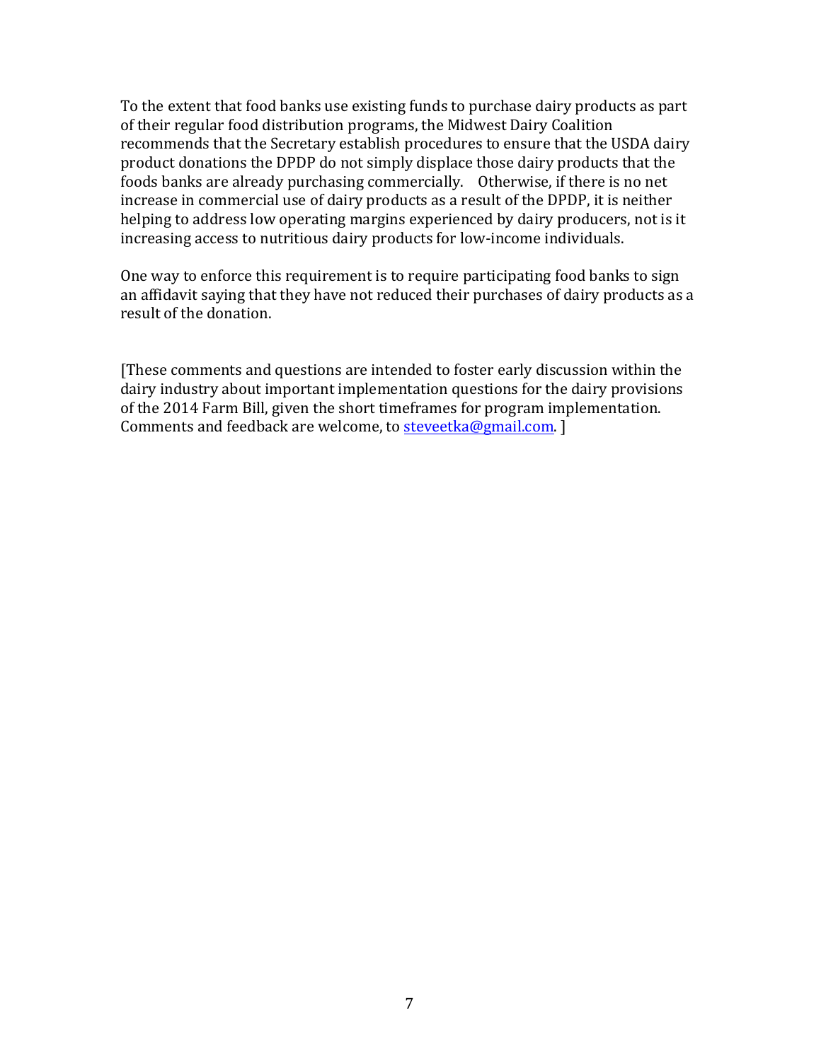To the extent that food banks use existing funds to purchase dairy products as part of their regular food distribution programs, the Midwest Dairy Coalition recommends that the Secretary establish procedures to ensure that the USDA dairy product donations the DPDP do not simply displace those dairy products that the foods banks are already purchasing commercially. Otherwise, if there is no net increase in commercial use of dairy products as a result of the DPDP, it is neither helping to address low operating margins experienced by dairy producers, not is it increasing access to nutritious dairy products for low-income individuals.

One way to enforce this requirement is to require participating food banks to sign an affidavit saying that they have not reduced their purchases of dairy products as a result of the donation.

[These comments and questions are intended to foster early discussion within the dairy industry about important implementation questions for the dairy provisions of the 2014 Farm Bill, given the short timeframes for program implementation. Comments and feedback are welcome, to steveetka@gmail.com. ]